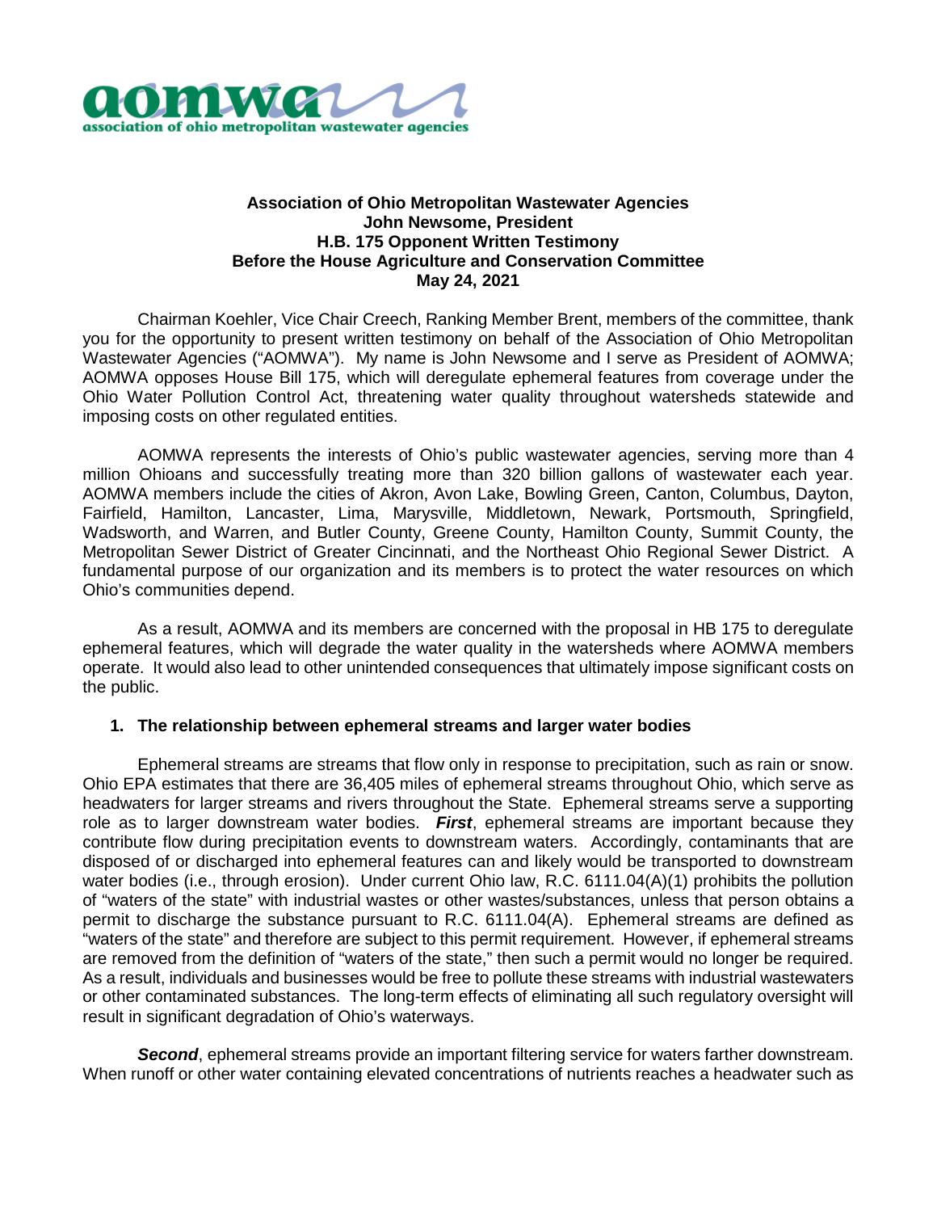**Association of Ohio Metropolitan Wastewater Agencies**
**John Newsome, President**
**H.B. 175 Opponent Written Testimony**
**Before the House Agriculture and Conservation Committee**
**May 24, 2021**

Chairman Koehler, Vice Chair Creech, Ranking Member Brent, members of the committee, thank you for the opportunity to present written testimony on behalf of the Association of Ohio Metropolitan Wastewater Agencies ("AOMWA"). My name is John Newsome and I serve as President of AOMWA; AOMWA opposes House Bill 175, which will deregulate ephemeral features from coverage under the Ohio Water Pollution Control Act, threatening water quality throughout watersheds statewide and imposing costs on other regulated entities.

AOMWA represents the interests of Ohio's public wastewater agencies, serving more than 4 million Ohioans and successfully treating more than 320 billion gallons of wastewater each year. AOMWA members include the cities of Akron, Avon Lake, Bowling Green, Canton, Columbus, Dayton, Fairfield, Hamilton, Lancaster, Lima, Marysville, Middletown, Newark, Portsmouth, Springfield, Wadsworth, and Warren, and Butler County, Greene County, Hamilton County, Summit County, the Metropolitan Sewer District of Greater Cincinnati, and the Northeast Ohio Regional Sewer District. A fundamental purpose of our organization and its members is to protect the water resources on which Ohio's communities depend.

As a result, AOMWA and its members are concerned with the proposal in HB 175 to deregulate ephemeral features, which will degrade the water quality in the watersheds where AOMWA members operate. It would also lead to other unintended consequences that ultimately impose significant costs on the public.

## 1. The relationship between ephemeral streams and larger water bodies

Ephemeral streams are streams that flow only in response to precipitation, such as rain or snow. Ohio EPA estimates that there are 36,405 miles of ephemeral streams throughout Ohio, which serve as headwaters for larger streams and rivers throughout the State. Ephemeral streams serve a supporting role as to larger downstream water bodies. ***First***, ephemeral streams are important because they contribute flow during precipitation events to downstream waters. Accordingly, contaminants that are disposed of or discharged into ephemeral features can and likely would be transported to downstream water bodies (i.e., through erosion). Under current Ohio law, R.C. 6111.04(A)(1) prohibits the pollution of "waters of the state" with industrial wastes or other wastes/substances, unless that person obtains a permit to discharge the substance pursuant to R.C. 6111.04(A). Ephemeral streams are defined as "waters of the state" and therefore are subject to this permit requirement. However, if ephemeral streams are removed from the definition of "waters of the state," then such a permit would no longer be required. As a result, individuals and businesses would be free to pollute these streams with industrial wastewaters or other contaminated substances. The long-term effects of eliminating all such regulatory oversight will result in significant degradation of Ohio's waterways.

***Second***, ephemeral streams provide an important filtering service for waters farther downstream. When runoff or other water containing elevated concentrations of nutrients reaches a headwater such as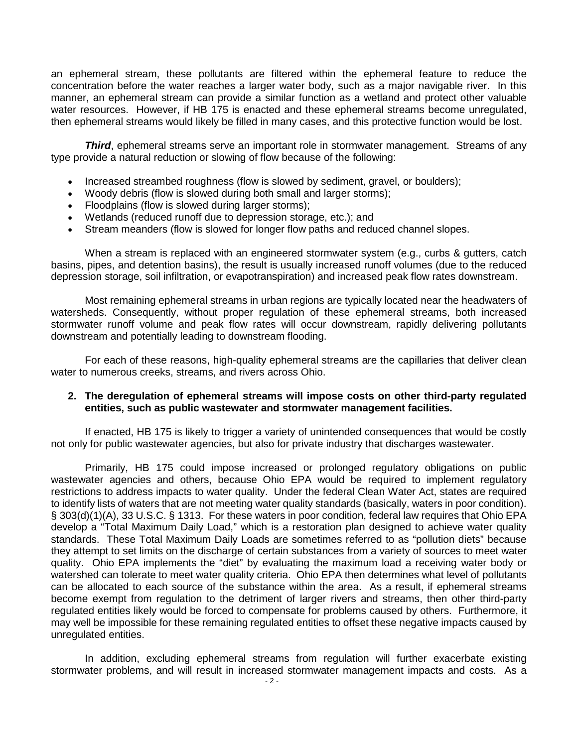an ephemeral stream, these pollutants are filtered within the ephemeral feature to reduce the concentration before the water reaches a larger water body, such as a major navigable river. In this manner, an ephemeral stream can provide a similar function as a wetland and protect other valuable water resources. However, if HB 175 is enacted and these ephemeral streams become unregulated, then ephemeral streams would likely be filled in many cases, and this protective function would be lost.

***Third***, ephemeral streams serve an important role in stormwater management. Streams of any type provide a natural reduction or slowing of flow because of the following:

- Increased streambed roughness (flow is slowed by sediment, gravel, or boulders);
- Woody debris (flow is slowed during both small and larger storms);
- Floodplains (flow is slowed during larger storms);
- Wetlands (reduced runoff due to depression storage, etc.); and
- Stream meanders (flow is slowed for longer flow paths and reduced channel slopes.

When a stream is replaced with an engineered stormwater system (e.g., curbs & gutters, catch basins, pipes, and detention basins), the result is usually increased runoff volumes (due to the reduced depression storage, soil infiltration, or evapotranspiration) and increased peak flow rates downstream.

Most remaining ephemeral streams in urban regions are typically located near the headwaters of watersheds. Consequently, without proper regulation of these ephemeral streams, both increased stormwater runoff volume and peak flow rates will occur downstream, rapidly delivering pollutants downstream and potentially leading to downstream flooding.

For each of these reasons, high-quality ephemeral streams are the capillaries that deliver clean water to numerous creeks, streams, and rivers across Ohio.

**2. The deregulation of ephemeral streams will impose costs on other third-party regulated entities, such as public wastewater and stormwater management facilities.**

If enacted, HB 175 is likely to trigger a variety of unintended consequences that would be costly not only for public wastewater agencies, but also for private industry that discharges wastewater.

Primarily, HB 175 could impose increased or prolonged regulatory obligations on public wastewater agencies and others, because Ohio EPA would be required to implement regulatory restrictions to address impacts to water quality. Under the federal Clean Water Act, states are required to identify lists of waters that are not meeting water quality standards (basically, waters in poor condition). § 303(d)(1)(A), 33 U.S.C. § 1313. For these waters in poor condition, federal law requires that Ohio EPA develop a "Total Maximum Daily Load," which is a restoration plan designed to achieve water quality standards. These Total Maximum Daily Loads are sometimes referred to as "pollution diets" because they attempt to set limits on the discharge of certain substances from a variety of sources to meet water quality. Ohio EPA implements the "diet" by evaluating the maximum load a receiving water body or watershed can tolerate to meet water quality criteria. Ohio EPA then determines what level of pollutants can be allocated to each source of the substance within the area. As a result, if ephemeral streams become exempt from regulation to the detriment of larger rivers and streams, then other third-party regulated entities likely would be forced to compensate for problems caused by others. Furthermore, it may well be impossible for these remaining regulated entities to offset these negative impacts caused by unregulated entities.

In addition, excluding ephemeral streams from regulation will further exacerbate existing stormwater problems, and will result in increased stormwater management impacts and costs. As a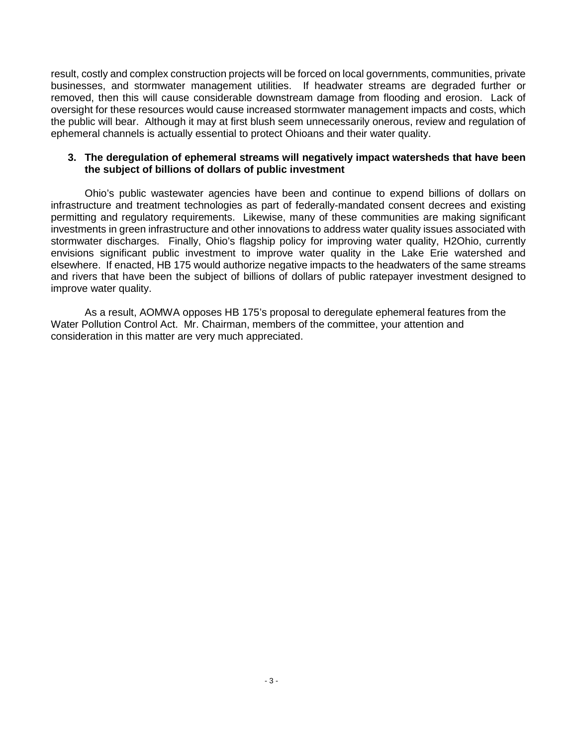result, costly and complex construction projects will be forced on local governments, communities, private businesses, and stormwater management utilities. If headwater streams are degraded further or removed, then this will cause considerable downstream damage from flooding and erosion. Lack of oversight for these resources would cause increased stormwater management impacts and costs, which the public will bear. Although it may at first blush seem unnecessarily onerous, review and regulation of ephemeral channels is actually essential to protect Ohioans and their water quality.

**3. The deregulation of ephemeral streams will negatively impact watersheds that have been the subject of billions of dollars of public investment**

Ohio's public wastewater agencies have been and continue to expend billions of dollars on infrastructure and treatment technologies as part of federally-mandated consent decrees and existing permitting and regulatory requirements. Likewise, many of these communities are making significant investments in green infrastructure and other innovations to address water quality issues associated with stormwater discharges. Finally, Ohio's flagship policy for improving water quality, H2Ohio, currently envisions significant public investment to improve water quality in the Lake Erie watershed and elsewhere. If enacted, HB 175 would authorize negative impacts to the headwaters of the same streams and rivers that have been the subject of billions of dollars of public ratepayer investment designed to improve water quality.

As a result, AOMWA opposes HB 175's proposal to deregulate ephemeral features from the Water Pollution Control Act. Mr. Chairman, members of the committee, your attention and consideration in this matter are very much appreciated.